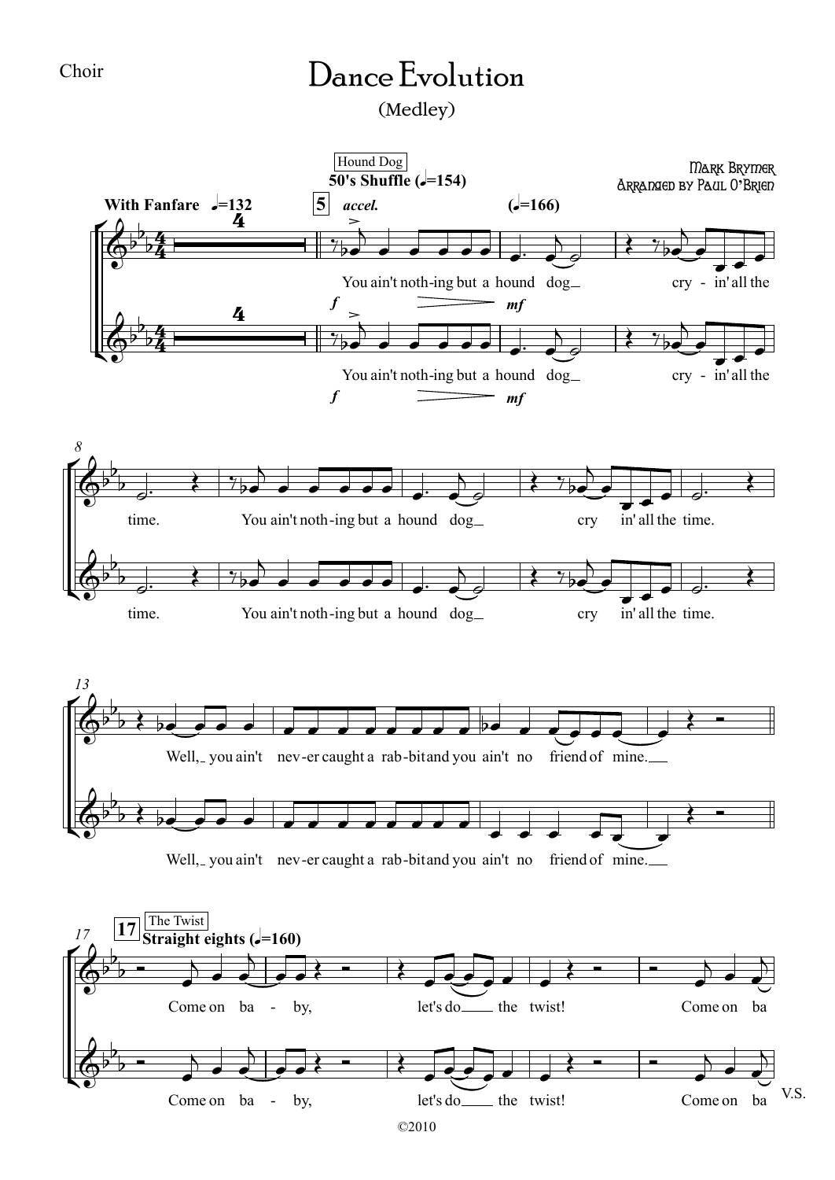Choir

# Dance Evolution

(Medley)

Mark Brymer
Arranged by Paul O'Brien

**With Fanfare** ♩=132

Hound Dog
**50's Shuffle** (♩=154) *accel.* (♩=166)

You ain't noth-ing but a hound dog_ cry - in' all the time. You ain't noth-ing but a hound dog_ cry in' all the time.

Well,_ you ain't nev-er caught a rab-bit and you ain't no friend of mine.__

The Twist
**Straight eights** (♩=160)

Come on ba - by, let's do__ the twist! Come on ba

V.S.

©2010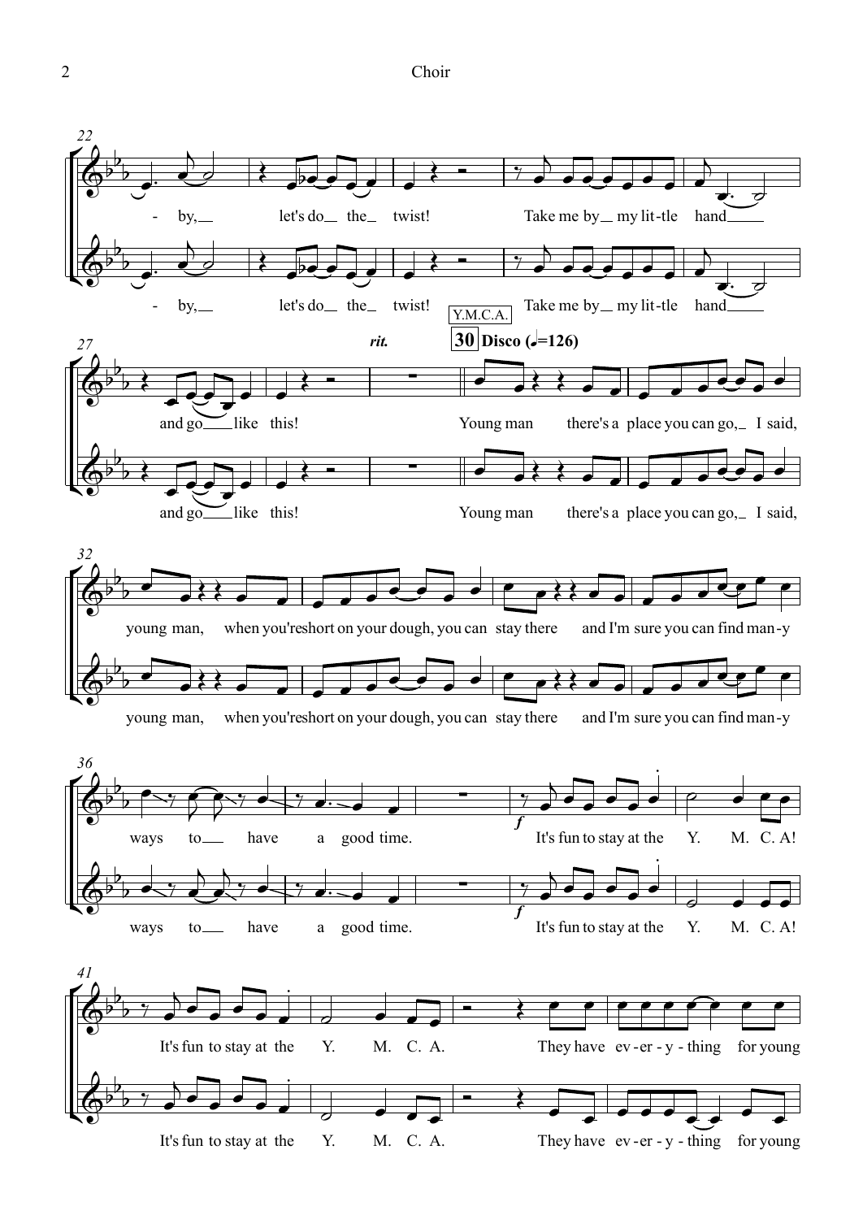- by, let's do the twist! Take me by my lit-tle hand

Y.M.C.A.

and go like this!

*rit.*

**30 Disco (♩=126)**

Young man there's a place you can go, I said, young man, when you're short on your dough, you can stay there and I'm sure you can find man-y ways to have a good time.

*f*

It's fun to stay at the Y. M. C. A!

It's fun to stay at the Y. M. C. A.

They have ev-er-y-thing for young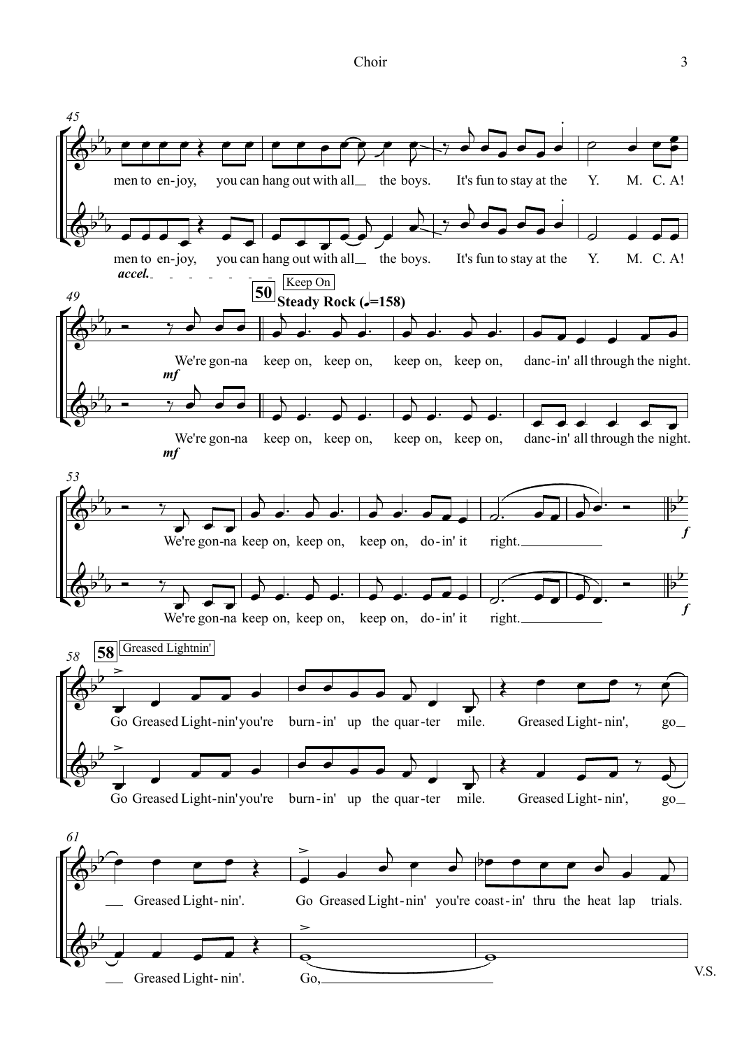45

men to en-joy, you can hang out with all the boys. It's fun to stay at the Y. M. C. A!

men to en-joy, you can hang out with all the boys. It's fun to stay at the Y. M. C. A!

*accel.*

49

**50** Keep On

**Steady Rock (♩.=158)**

We're gon-na keep on, keep on, keep on, keep on, danc-in' all through the night.

*mf*

We're gon-na keep on, keep on, keep on, keep on, danc-in' all through the night.

*mf*

53

We're gon-na keep on, keep on, keep on, do-in' it right.

*f*

We're gon-na keep on, keep on, keep on, do-in' it right.

*f*

58

**58** Greased Lightnin'

Go Greased Light-nin' you're burn-in' up the quar-ter mile. Greased Light-nin', go

Go Greased Light-nin' you're burn-in' up the quar-ter mile. Greased Light-nin', go

61

Greased Light-nin'. Go Greased Light-nin' you're coast-in' thru the heat lap trials.

Greased Light-nin'. Go,

V.S.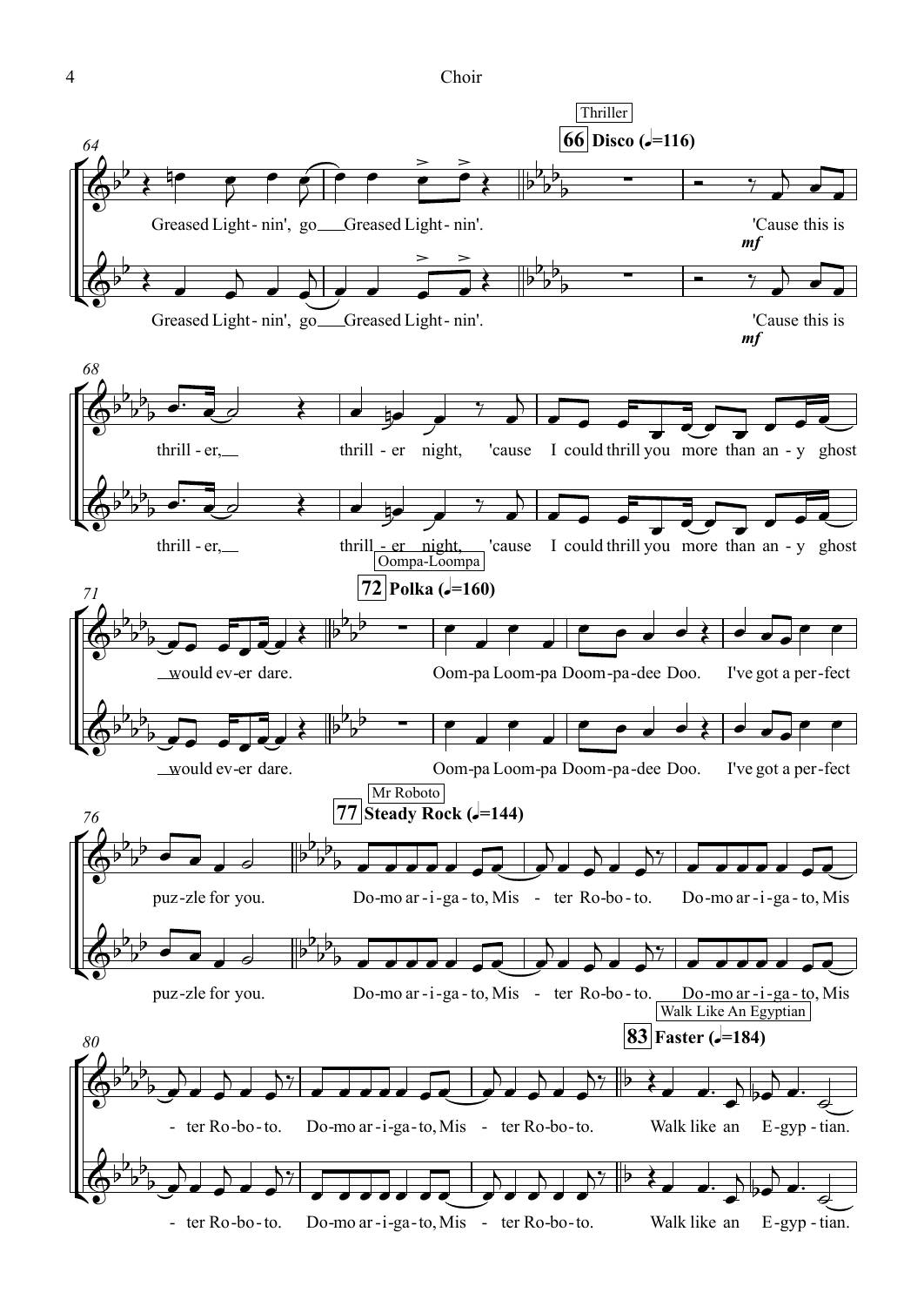Thriller

**66** **Disco (♩=116)**

Greased Light - nin', go Greased Light - nin'. 'Cause this is

*mf*

thrill - er, thrill - er night, 'cause I could thrill you more than an - y ghost would ev - er dare.

Oompa-Loompa

**72** **Polka (♩=160)**

Oom-pa Loom-pa Doom-pa-dee Doo. I've got a per-fect puz-zle for you.

Mr Roboto

**77** **Steady Rock (♩=144)**

Do-mo ar - i - ga - to, Mis - ter Ro-bo - to. Do-mo ar - i - ga - to, Mis - ter Ro-bo - to. Do-mo ar - i-ga-to, Mis - ter Ro-bo-to.

Walk Like An Egyptian

**83** **Faster (♩=184)**

Walk like an E-gyp - tian.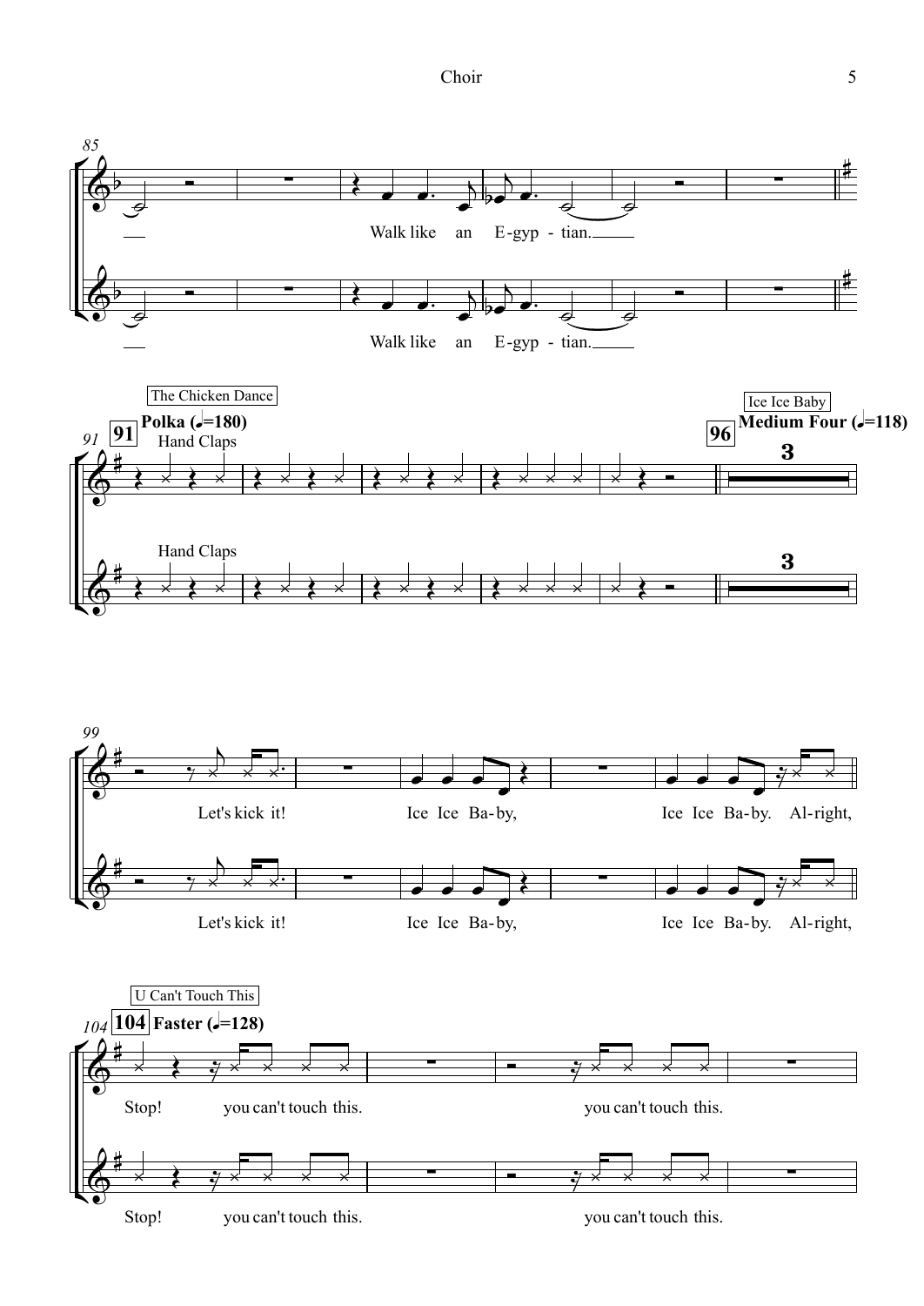Walk like an E-gyp - tian.

Walk like an E-gyp - tian.

The Chicken Dance

**91** **Polka (♩.=180)**

Hand Claps

Hand Claps

Ice Ice Baby

**96** **Medium Four (♩=118)**

**3**

**3**

Let's kick it! Ice Ice Ba-by, Ice Ice Ba-by. Al-right,

Let's kick it! Ice Ice Ba-by, Ice Ice Ba-by. Al-right,

U Can't Touch This

**104** **Faster (♩=128)**

Stop! you can't touch this. you can't touch this.

Stop! you can't touch this. you can't touch this.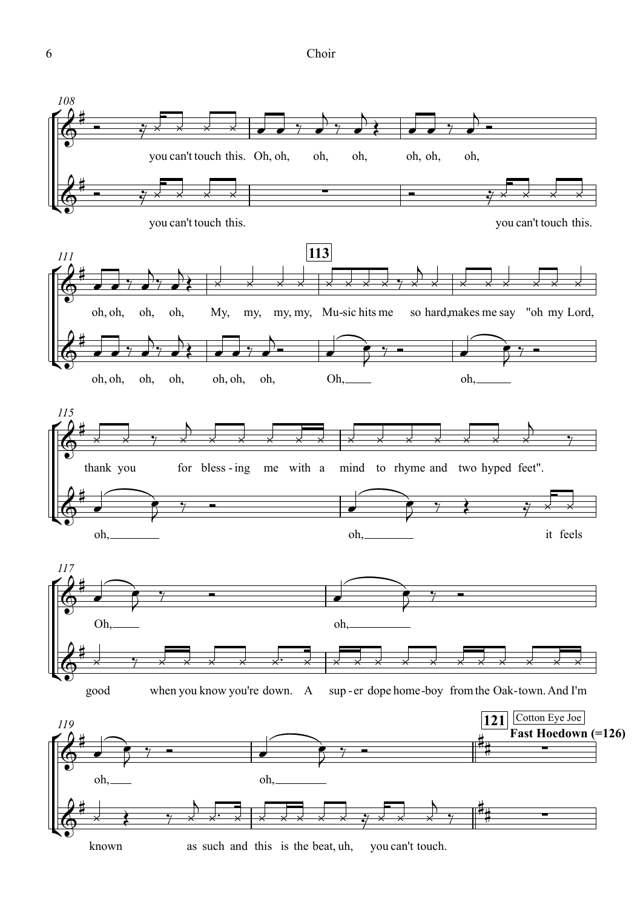108

you can't touch this. Oh, oh, oh, oh, oh, oh, oh,

you can't touch this. you can't touch this.

111

**113**

oh, oh, oh, oh, My, my, my, my, Mu-sic hits me so hard, makes me say "oh my Lord,

oh, oh, oh, oh, oh, oh, oh, Oh, oh,

115

thank you for bless - ing me with a mind to rhyme and two hyped feet".

oh, oh, it feels

117

Oh, oh,

good when you know you're down. A sup - er dope home-boy from the Oak-town. And I'm

119

**121** Cotton Eye Joe

**Fast Hoedown (=126)**

oh, oh,

known as such and this is the beat, uh, you can't touch.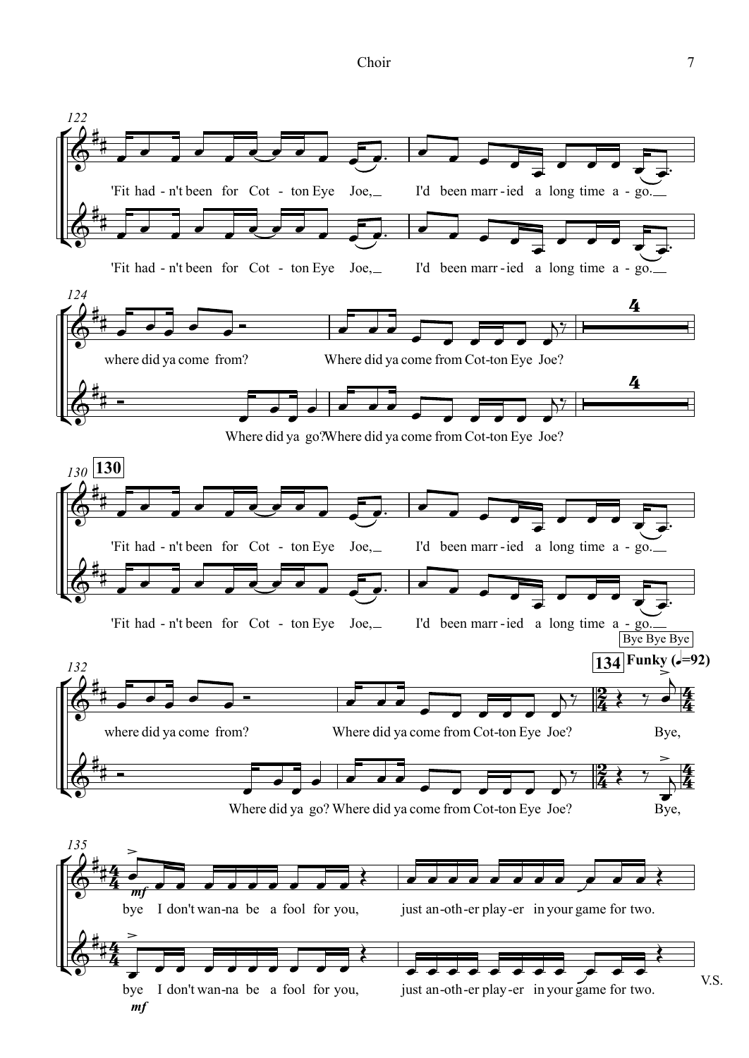122

'Fit had - n't been for Cot - ton Eye Joe, I'd been marr - ied a long time a - go.

'Fit had - n't been for Cot - ton Eye Joe, I'd been marr - ied a long time a - go.

124

where did ya come from? Where did ya come from Cot-ton Eye Joe?

Where did ya go? Where did ya come from Cot-ton Eye Joe?

4

130 **130**

'Fit had - n't been for Cot - ton Eye Joe, I'd been marr - ied a long time a - go.

'Fit had - n't been for Cot - ton Eye Joe, I'd been marr - ied a long time a - go.

Bye Bye Bye

132

**134** **Funky (♩=92)**

where did ya come from? Where did ya come from Cot-ton Eye Joe? Bye,

Where did ya go? Where did ya come from Cot-ton Eye Joe? Bye,

135

*mf*

bye I don't wan-na be a fool for you, just an-oth-er play-er in your game for two.

bye I don't wan-na be a fool for you, just an-oth-er play-er in your game for two.

*mf*

V.S.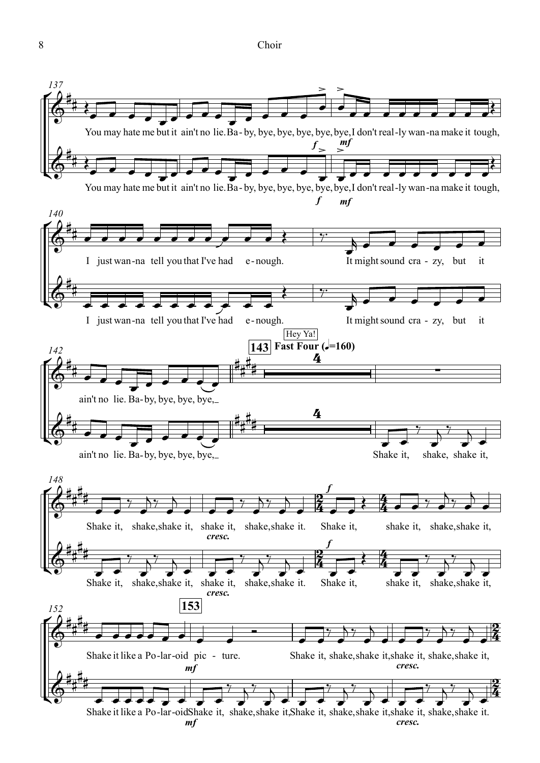137

You may hate me but it ain't no lie. Ba - by, bye, bye, bye, bye, I don't real-ly wan-na make it tough,

*f* *mf*

You may hate me but it ain't no lie. Ba - by, bye, bye, bye, bye, I don't real-ly wan-na make it tough,

*f* *mf*

140

I just wan-na tell you that I've had e - nough. It might sound cra - zy, but it

I just wan-na tell you that I've had e - nough. It might sound cra - zy, but it

142

**143** Hey Ya! **Fast Four (♩=160)**

ain't no lie. Ba - by, bye, bye, bye,

ain't no lie. Ba - by, bye, bye, bye, Shake it, shake, shake it,

148

Shake it, shake, shake it, shake it, shake, shake it. Shake it, shake it, shake, shake it,

*cresc.* *f*

Shake it, shake, shake it, shake it, shake, shake it. Shake it, shake it, shake, shake it,

*cresc.* *f*

152

**153**

Shake it like a Po - lar - oid pic - ture. Shake it, shake, shake it, shake it, shake, shake it,

*cresc.*

Shake it like a Po - lar - oid Shake it, shake, shake it, Shake it, shake, shake it, shake it, shake, shake it.

*mf* *cresc.*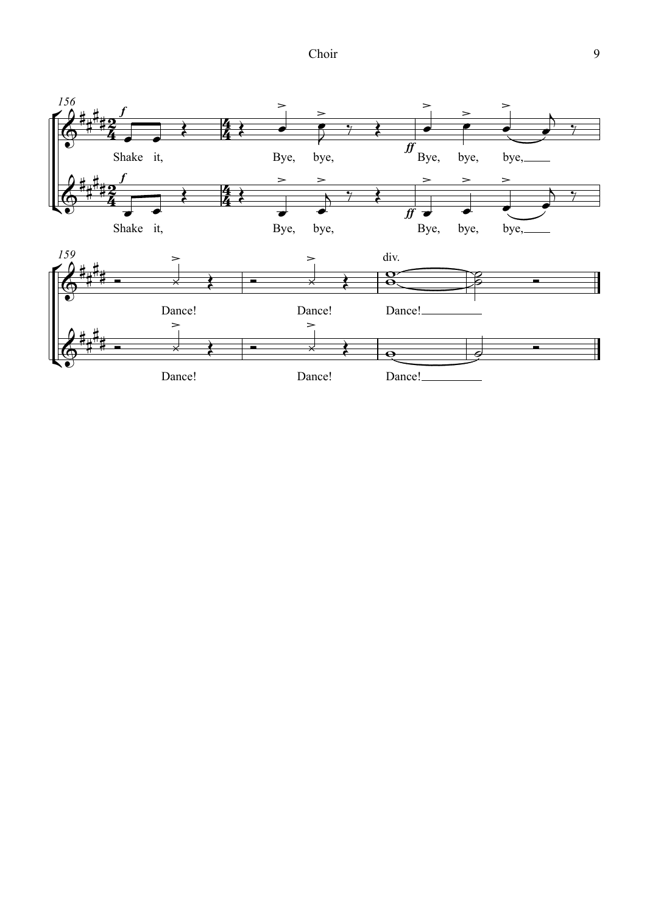156

*f* *ff*

Shake it, Bye, bye, Bye, bye, bye,

Shake it, Bye, bye, Bye, bye, bye,

159

div.

Dance! Dance! Dance!

Dance! Dance! Dance!